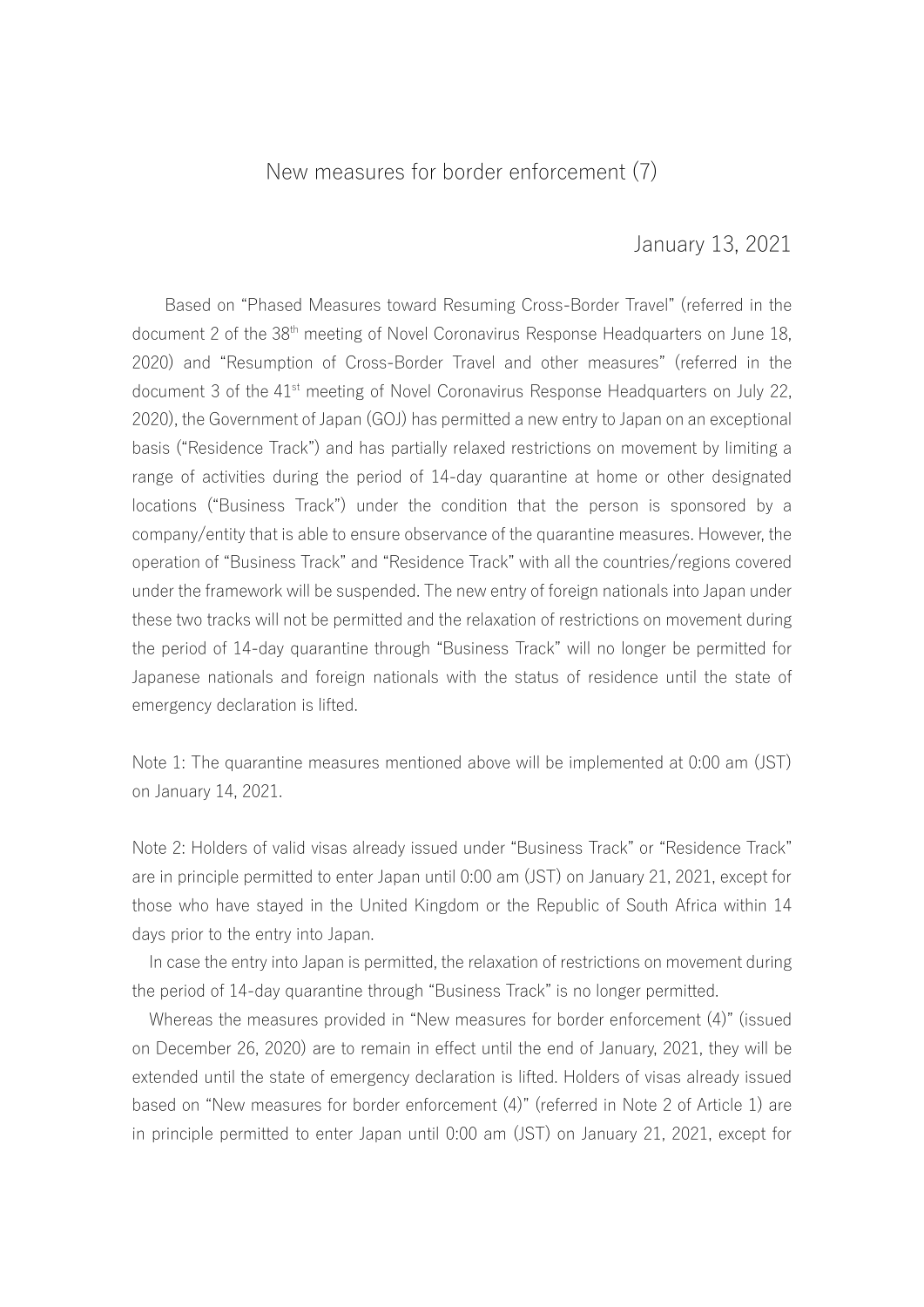# New measures for border enforcement (7)

January 13, 2021

Based on “Phased Measures toward Resuming Cross-Border Travel” (referred in the document 2 of the 38th meeting of Novel Coronavirus Response Headquarters on June 18, 2020) and “Resumption of Cross-Border Travel and other measures” (referred in the document 3 of the 41st meeting of Novel Coronavirus Response Headquarters on July 22, 2020), the Government of Japan (GOJ) has permitted a new entry to Japan on an exceptional basis (“Residence Track”) and has partially relaxed restrictions on movement by limiting a range of activities during the period of 14-day quarantine at home or other designated locations (“Business Track”) under the condition that the person is sponsored by a company/entity that is able to ensure observance of the quarantine measures. However, the operation of “Business Track” and “Residence Track” with all the countries/regions covered under the framework will be suspended. The new entry of foreign nationals into Japan under these two tracks will not be permitted and the relaxation of restrictions on movement during the period of 14-day quarantine through “Business Track” will no longer be permitted for Japanese nationals and foreign nationals with the status of residence until the state of emergency declaration is lifted.

Note 1: The quarantine measures mentioned above will be implemented at 0:00 am (JST) on January 14, 2021.

Note 2: Holders of valid visas already issued under “Business Track” or “Residence Track” are in principle permitted to enter Japan until 0:00 am (JST) on January 21, 2021, except for those who have stayed in the United Kingdom or the Republic of South Africa within 14 days prior to the entry into Japan.

In case the entry into Japan is permitted, the relaxation of restrictions on movement during the period of 14-day quarantine through “Business Track” is no longer permitted.

Whereas the measures provided in “New measures for border enforcement (4)” (issued on December 26, 2020) are to remain in effect until the end of January, 2021, they will be extended until the state of emergency declaration is lifted. Holders of visas already issued based on “New measures for border enforcement (4)” (referred in Note 2 of Article 1) are in principle permitted to enter Japan until 0:00 am (JST) on January 21, 2021, except for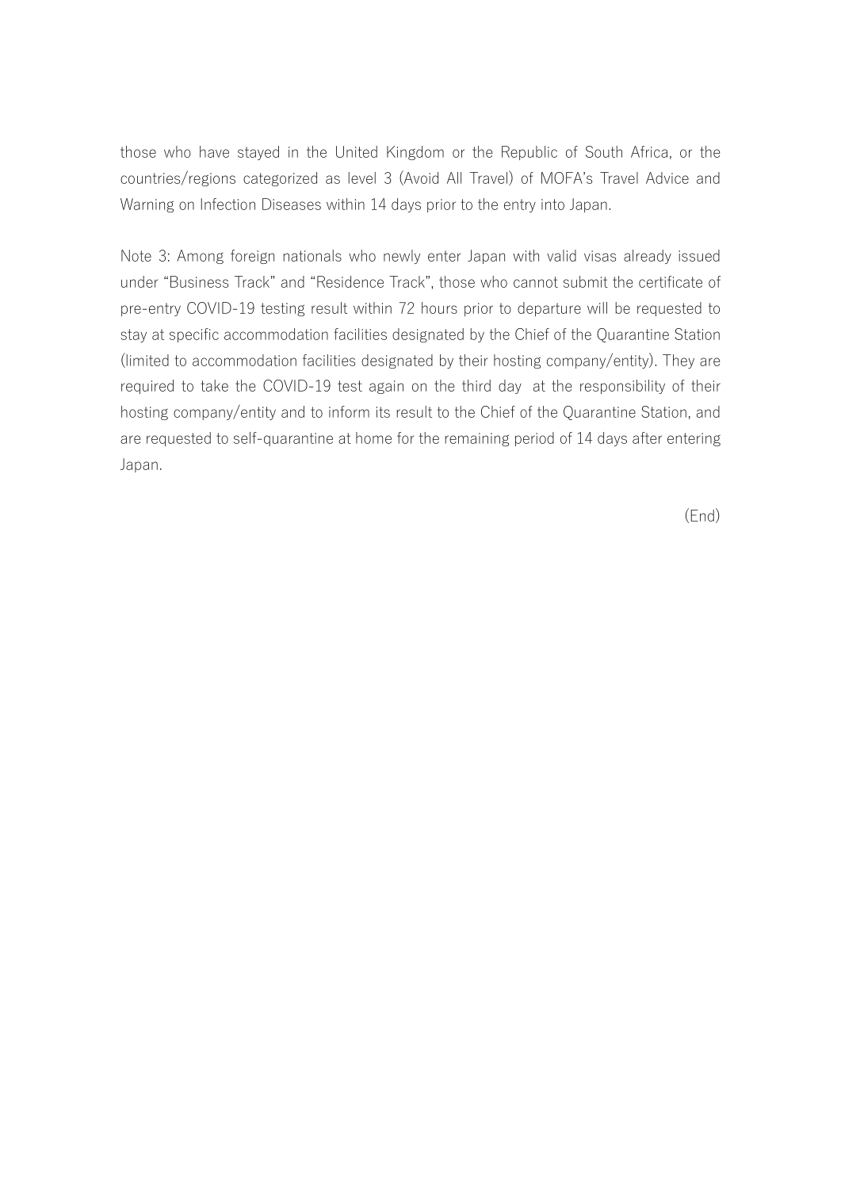those who have stayed in the United Kingdom or the Republic of South Africa, or the countries/regions categorized as level 3 (Avoid All Travel) of MOFA's Travel Advice and Warning on Infection Diseases within 14 days prior to the entry into Japan.

Note 3: Among foreign nationals who newly enter Japan with valid visas already issued under "Business Track" and "Residence Track", those who cannot submit the certificate of pre-entry COVID-19 testing result within 72 hours prior to departure will be requested to stay at specific accommodation facilities designated by the Chief of the Quarantine Station (limited to accommodation facilities designated by their hosting company/entity). They are required to take the COVID-19 test again on the third day at the responsibility of their hosting company/entity and to inform its result to the Chief of the Quarantine Station, and are requested to self-quarantine at home for the remaining period of 14 days after entering Japan.

(End)